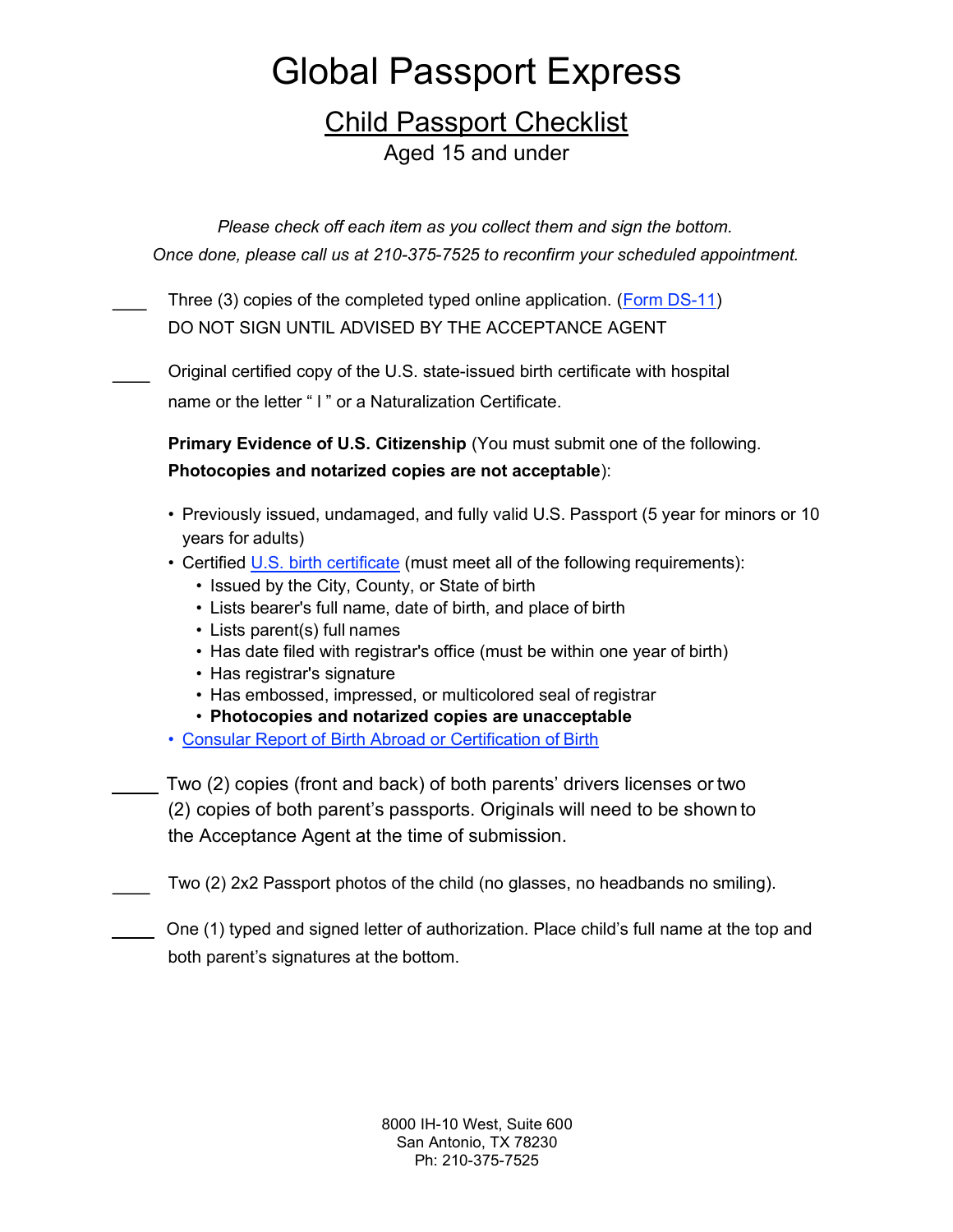# Global Passport Express

## Child Passport Checklist

Aged 15 and under

*Please check off each item as you collect them and sign the bottom.*
*Once done, please call us at 210-375-7525 to reconfirm your scheduled appointment.*

____ Three (3) copies of the completed typed online application. (Form DS-11)
DO NOT SIGN UNTIL ADVISED BY THE ACCEPTANCE AGENT

____ Original certified copy of the U.S. state-issued birth certificate with hospital name or the letter " I " or a Naturalization Certificate.

**Primary Evidence of U.S. Citizenship** (You must submit one of the following. **Photocopies and notarized copies are not acceptable**):

- Previously issued, undamaged, and fully valid U.S. Passport (5 year for minors or 10 years for adults)
- Certified U.S. birth certificate (must meet all of the following requirements):
  - Issued by the City, County, or State of birth
  - Lists bearer's full name, date of birth, and place of birth
  - Lists parent(s) full names
  - Has date filed with registrar's office (must be within one year of birth)
  - Has registrar's signature
  - Has embossed, impressed, or multicolored seal of registrar
  - **Photocopies and notarized copies are unacceptable**
- Consular Report of Birth Abroad or Certification of Birth

_____ Two (2) copies (front and back) of both parents' drivers licenses or two (2) copies of both parent's passports. Originals will need to be shown to the Acceptance Agent at the time of submission.

____ Two (2) 2x2 Passport photos of the child (no glasses, no headbands no smiling).

_____ One (1) typed and signed letter of authorization. Place child's full name at the top and both parent's signatures at the bottom.

8000 IH-10 West, Suite 600
San Antonio, TX 78230
Ph: 210-375-7525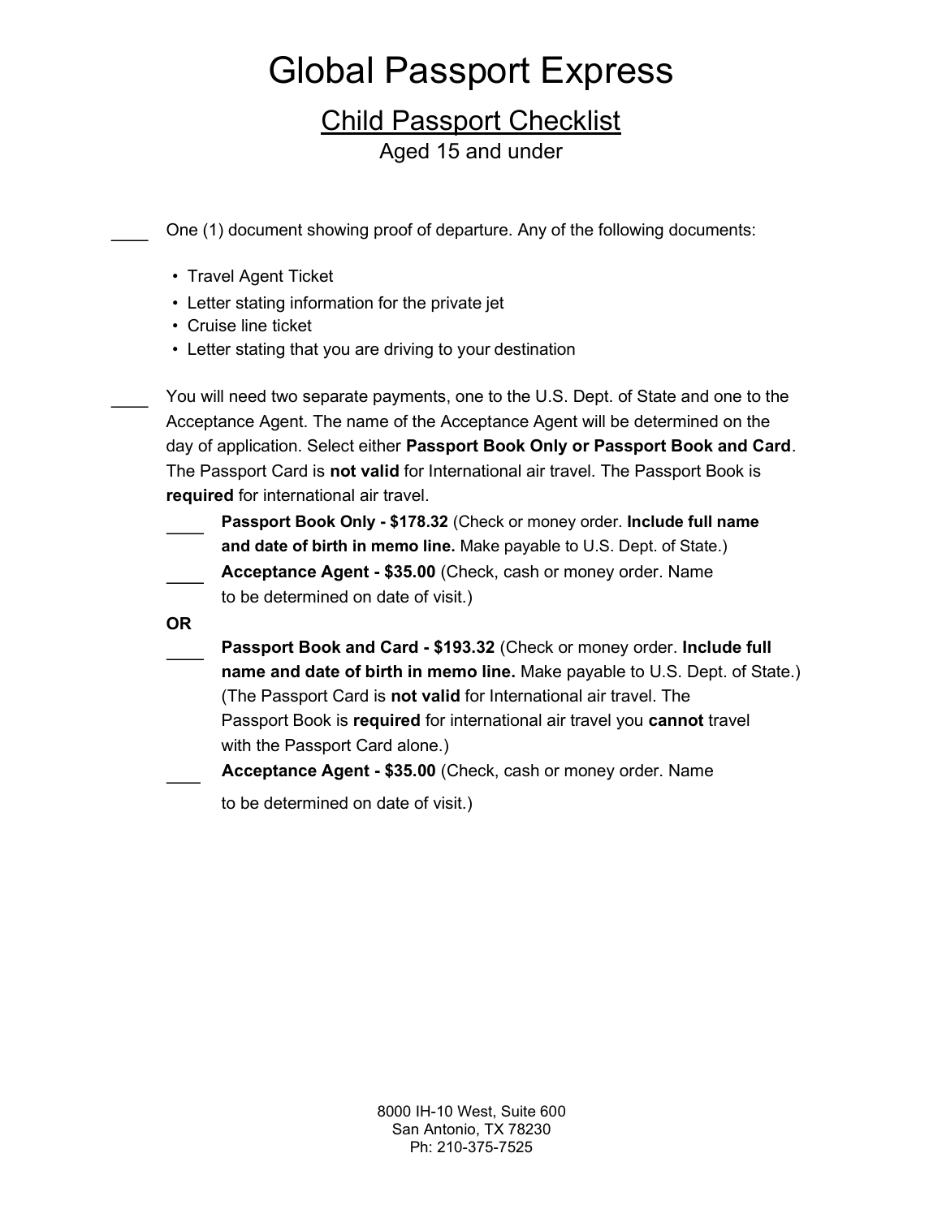# Global Passport Express

## Child Passport Checklist

Aged 15 and under

____ One (1) document showing proof of departure. Any of the following documents:

- Travel Agent Ticket
- Letter stating information for the private jet
- Cruise line ticket
- Letter stating that you are driving to your destination

____ You will need two separate payments, one to the U.S. Dept. of State and one to the Acceptance Agent. The name of the Acceptance Agent will be determined on the day of application. Select either **Passport Book Only or Passport Book and Card**. The Passport Card is **not valid** for International air travel. The Passport Book is **required** for international air travel.

____ **Passport Book Only - $178.32** (Check or money order. **Include full name and date of birth in memo line.** Make payable to U.S. Dept. of State.)

____ **Acceptance Agent - $35.00** (Check, cash or money order. Name to be determined on date of visit.)

**OR**

____ **Passport Book and Card - $193.32** (Check or money order. **Include full name and date of birth in memo line.** Make payable to U.S. Dept. of State.) (The Passport Card is **not valid** for International air travel. The Passport Book is **required** for international air travel you **cannot** travel with the Passport Card alone.)

____ **Acceptance Agent - $35.00** (Check, cash or money order. Name to be determined on date of visit.)

8000 IH-10 West, Suite 600
San Antonio, TX 78230
Ph: 210-375-7525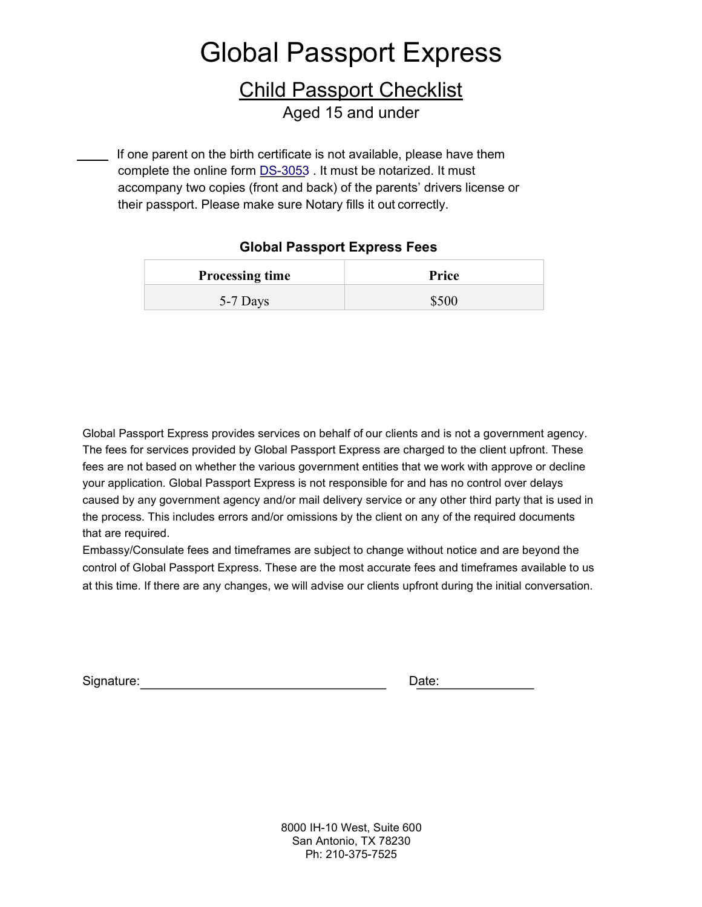# Global Passport Express

## Child Passport Checklist

Aged 15 and under

_____ If one parent on the birth certificate is not available, please have them complete the online form DS-3053 . It must be notarized. It must accompany two copies (front and back) of the parents' drivers license or their passport. Please make sure Notary fills it out correctly.

**Global Passport Express Fees**

| Processing time | Price |
| --- | --- |
| 5-7 Days | $500 |

Global Passport Express provides services on behalf of our clients and is not a government agency. The fees for services provided by Global Passport Express are charged to the client upfront. These fees are not based on whether the various government entities that we work with approve or decline your application. Global Passport Express is not responsible for and has no control over delays caused by any government agency and/or mail delivery service or any other third party that is used in the process. This includes errors and/or omissions by the client on any of the required documents that are required.

Embassy/Consulate fees and timeframes are subject to change without notice and are beyond the control of Global Passport Express. These are the most accurate fees and timeframes available to us at this time. If there are any changes, we will advise our clients upfront during the initial conversation.

Signature:___________________________________ Date:_______________

8000 IH-10 West, Suite 600
San Antonio, TX 78230
Ph: 210-375-7525